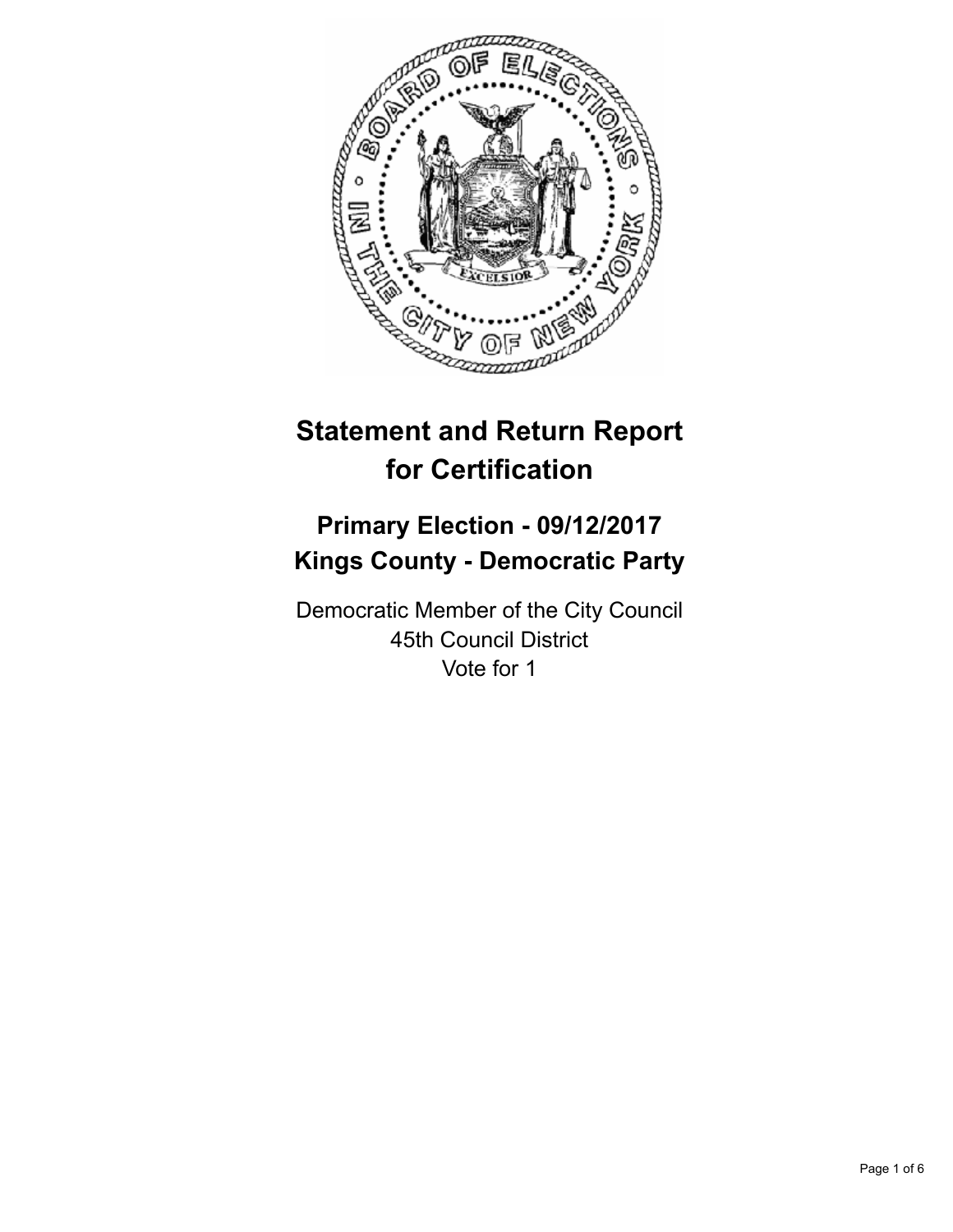# Statement and Return Report for Certification

## Primary Election - 09/12/2017
## Kings County - Democratic Party

Democratic Member of the City Council
45th Council District
Vote for 1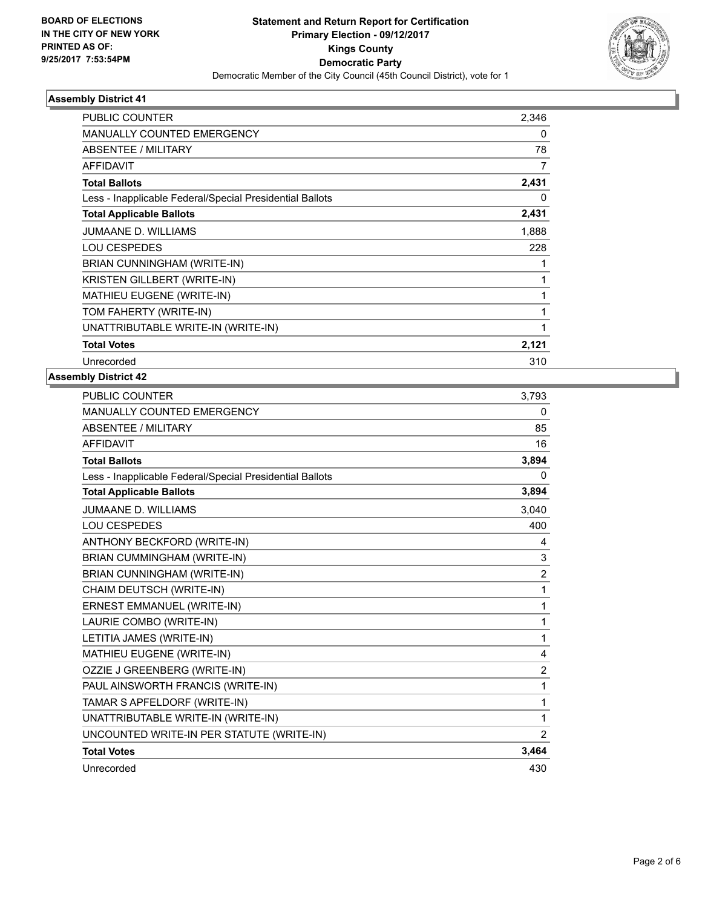**BOARD OF ELECTIONS
IN THE CITY OF NEW YORK
PRINTED AS OF:
9/25/2017 7:53:54PM**

**Statement and Return Report for Certification
Primary Election - 09/12/2017
Kings County
Democratic Party**
Democratic Member of the City Council (45th Council District), vote for 1

### Assembly District 41

| | |
|---|---|
| PUBLIC COUNTER | 2,346 |
| MANUALLY COUNTED EMERGENCY | 0 |
| ABSENTEE / MILITARY | 78 |
| AFFIDAVIT | 7 |
| **Total Ballots** | **2,431** |
| Less - Inapplicable Federal/Special Presidential Ballots | 0 |
| **Total Applicable Ballots** | **2,431** |
| JUMAANE D. WILLIAMS | 1,888 |
| LOU CESPEDES | 228 |
| BRIAN CUNNINGHAM (WRITE-IN) | 1 |
| KRISTEN GILLBERT (WRITE-IN) | 1 |
| MATHIEU EUGENE (WRITE-IN) | 1 |
| TOM FAHERTY (WRITE-IN) | 1 |
| UNATTRIBUTABLE WRITE-IN (WRITE-IN) | 1 |
| **Total Votes** | **2,121** |
| Unrecorded | 310 |

### Assembly District 42

| | |
|---|---|
| PUBLIC COUNTER | 3,793 |
| MANUALLY COUNTED EMERGENCY | 0 |
| ABSENTEE / MILITARY | 85 |
| AFFIDAVIT | 16 |
| **Total Ballots** | **3,894** |
| Less - Inapplicable Federal/Special Presidential Ballots | 0 |
| **Total Applicable Ballots** | **3,894** |
| JUMAANE D. WILLIAMS | 3,040 |
| LOU CESPEDES | 400 |
| ANTHONY BECKFORD (WRITE-IN) | 4 |
| BRIAN CUMMINGHAM (WRITE-IN) | 3 |
| BRIAN CUNNINGHAM (WRITE-IN) | 2 |
| CHAIM DEUTSCH (WRITE-IN) | 1 |
| ERNEST EMMANUEL (WRITE-IN) | 1 |
| LAURIE COMBO (WRITE-IN) | 1 |
| LETITIA JAMES (WRITE-IN) | 1 |
| MATHIEU EUGENE (WRITE-IN) | 4 |
| OZZIE J GREENBERG (WRITE-IN) | 2 |
| PAUL AINSWORTH FRANCIS (WRITE-IN) | 1 |
| TAMAR S APFELDORF (WRITE-IN) | 1 |
| UNATTRIBUTABLE WRITE-IN (WRITE-IN) | 1 |
| UNCOUNTED WRITE-IN PER STATUTE (WRITE-IN) | 2 |
| **Total Votes** | **3,464** |
| Unrecorded | 430 |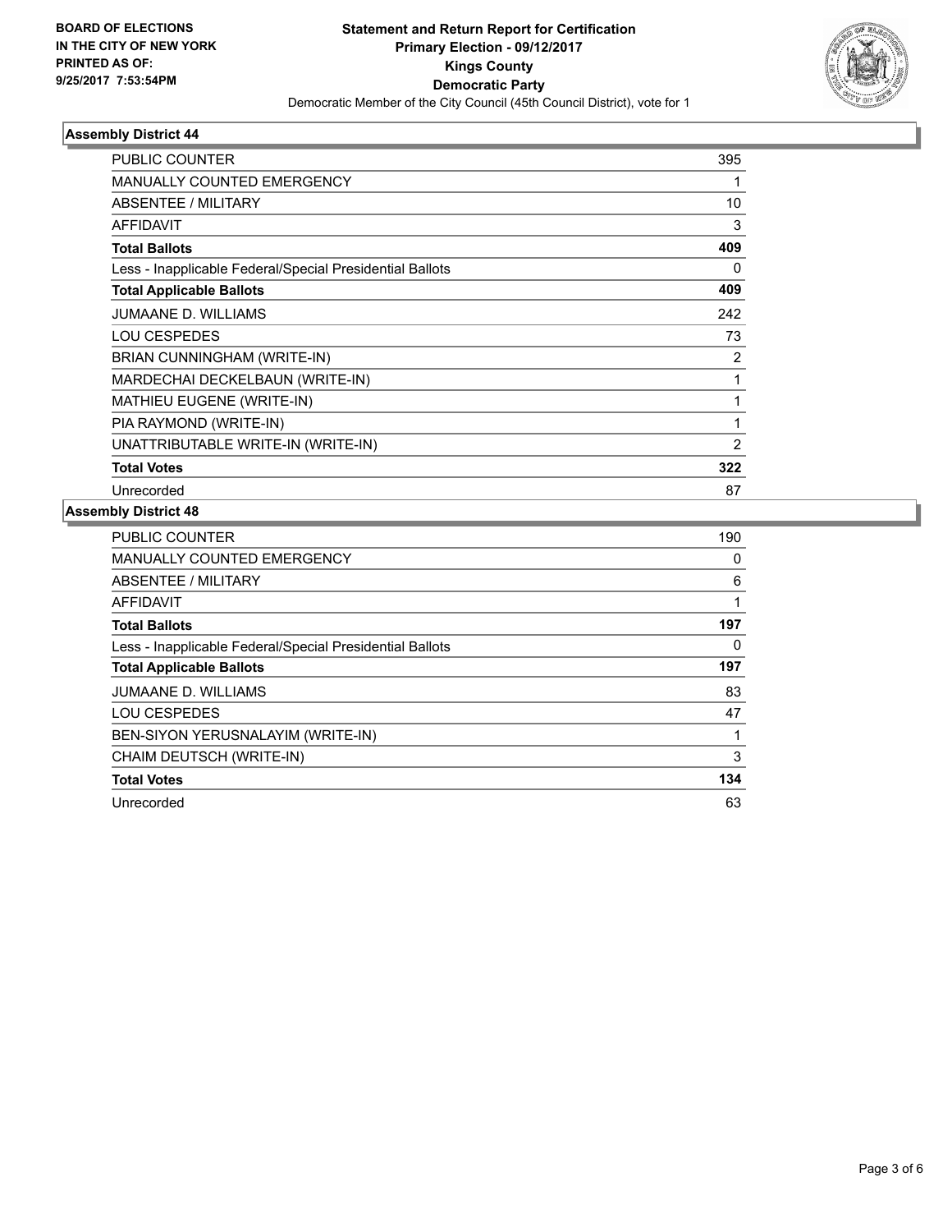**BOARD OF ELECTIONS IN THE CITY OF NEW YORK PRINTED AS OF: 9/25/2017 7:53:54PM**

# Statement and Return Report for Certification
## Primary Election - 09/12/2017
## Kings County
## Democratic Party
Democratic Member of the City Council (45th Council District), vote for 1

### Assembly District 44

| | |
|---|---|
| PUBLIC COUNTER | 395 |
| MANUALLY COUNTED EMERGENCY | 1 |
| ABSENTEE / MILITARY | 10 |
| AFFIDAVIT | 3 |
| **Total Ballots** | **409** |
| Less - Inapplicable Federal/Special Presidential Ballots | 0 |
| **Total Applicable Ballots** | **409** |
| JUMAANE D. WILLIAMS | 242 |
| LOU CESPEDES | 73 |
| BRIAN CUNNINGHAM (WRITE-IN) | 2 |
| MARDECHAI DECKELBAUN (WRITE-IN) | 1 |
| MATHIEU EUGENE (WRITE-IN) | 1 |
| PIA RAYMOND (WRITE-IN) | 1 |
| UNATTRIBUTABLE WRITE-IN (WRITE-IN) | 2 |
| **Total Votes** | **322** |
| Unrecorded | 87 |

### Assembly District 48

| | |
|---|---|
| PUBLIC COUNTER | 190 |
| MANUALLY COUNTED EMERGENCY | 0 |
| ABSENTEE / MILITARY | 6 |
| AFFIDAVIT | 1 |
| **Total Ballots** | **197** |
| Less - Inapplicable Federal/Special Presidential Ballots | 0 |
| **Total Applicable Ballots** | **197** |
| JUMAANE D. WILLIAMS | 83 |
| LOU CESPEDES | 47 |
| BEN-SIYON YERUSNALAYIM (WRITE-IN) | 1 |
| CHAIM DEUTSCH (WRITE-IN) | 3 |
| **Total Votes** | **134** |
| Unrecorded | 63 |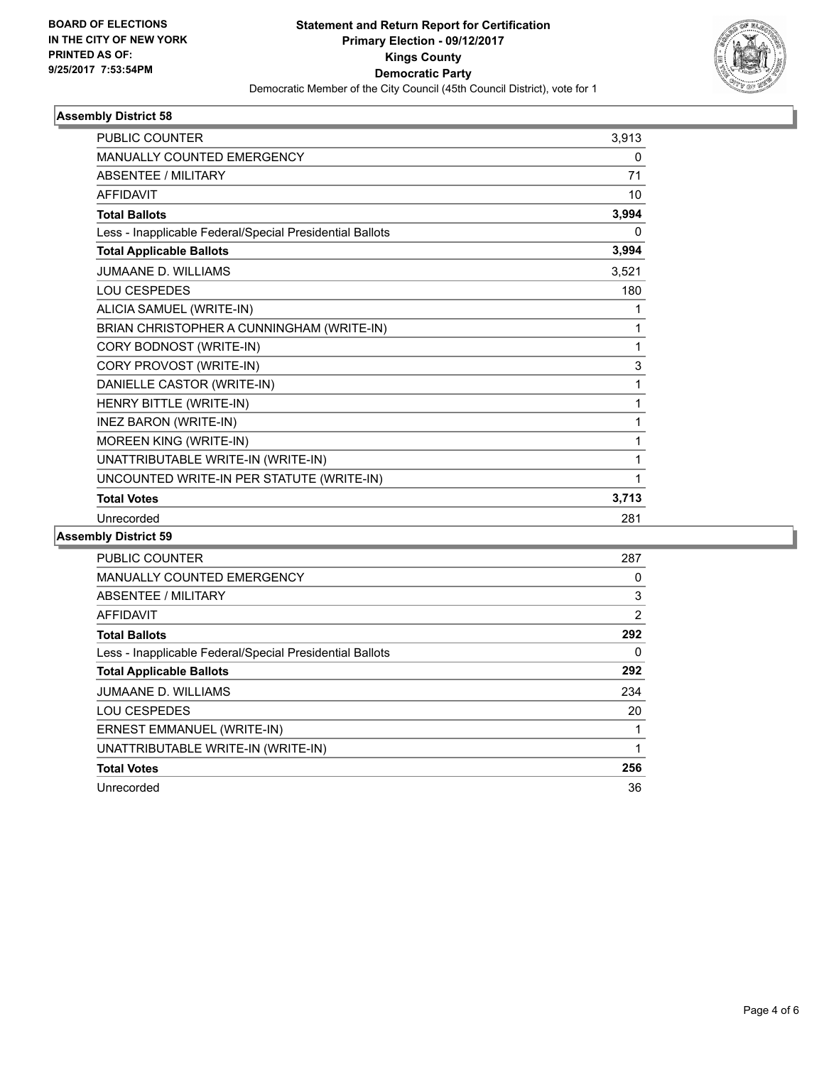**BOARD OF ELECTIONS IN THE CITY OF NEW YORK PRINTED AS OF: 9/25/2017 7:53:54PM**

**Statement and Return Report for Certification**
**Primary Election - 09/12/2017**
**Kings County**
**Democratic Party**
Democratic Member of the City Council (45th Council District), vote for 1

### Assembly District 58

| | |
|---|---|
| PUBLIC COUNTER | 3,913 |
| MANUALLY COUNTED EMERGENCY | 0 |
| ABSENTEE / MILITARY | 71 |
| AFFIDAVIT | 10 |
| **Total Ballots** | **3,994** |
| Less - Inapplicable Federal/Special Presidential Ballots | 0 |
| **Total Applicable Ballots** | **3,994** |
| JUMAANE D. WILLIAMS | 3,521 |
| LOU CESPEDES | 180 |
| ALICIA SAMUEL (WRITE-IN) | 1 |
| BRIAN CHRISTOPHER A CUNNINGHAM (WRITE-IN) | 1 |
| CORY BODNOST (WRITE-IN) | 1 |
| CORY PROVOST (WRITE-IN) | 3 |
| DANIELLE CASTOR (WRITE-IN) | 1 |
| HENRY BITTLE (WRITE-IN) | 1 |
| INEZ BARON (WRITE-IN) | 1 |
| MOREEN KING (WRITE-IN) | 1 |
| UNATTRIBUTABLE WRITE-IN (WRITE-IN) | 1 |
| UNCOUNTED WRITE-IN PER STATUTE (WRITE-IN) | 1 |
| **Total Votes** | **3,713** |
| Unrecorded | 281 |

### Assembly District 59

| | |
|---|---|
| PUBLIC COUNTER | 287 |
| MANUALLY COUNTED EMERGENCY | 0 |
| ABSENTEE / MILITARY | 3 |
| AFFIDAVIT | 2 |
| **Total Ballots** | **292** |
| Less - Inapplicable Federal/Special Presidential Ballots | 0 |
| **Total Applicable Ballots** | **292** |
| JUMAANE D. WILLIAMS | 234 |
| LOU CESPEDES | 20 |
| ERNEST EMMANUEL (WRITE-IN) | 1 |
| UNATTRIBUTABLE WRITE-IN (WRITE-IN) | 1 |
| **Total Votes** | **256** |
| Unrecorded | 36 |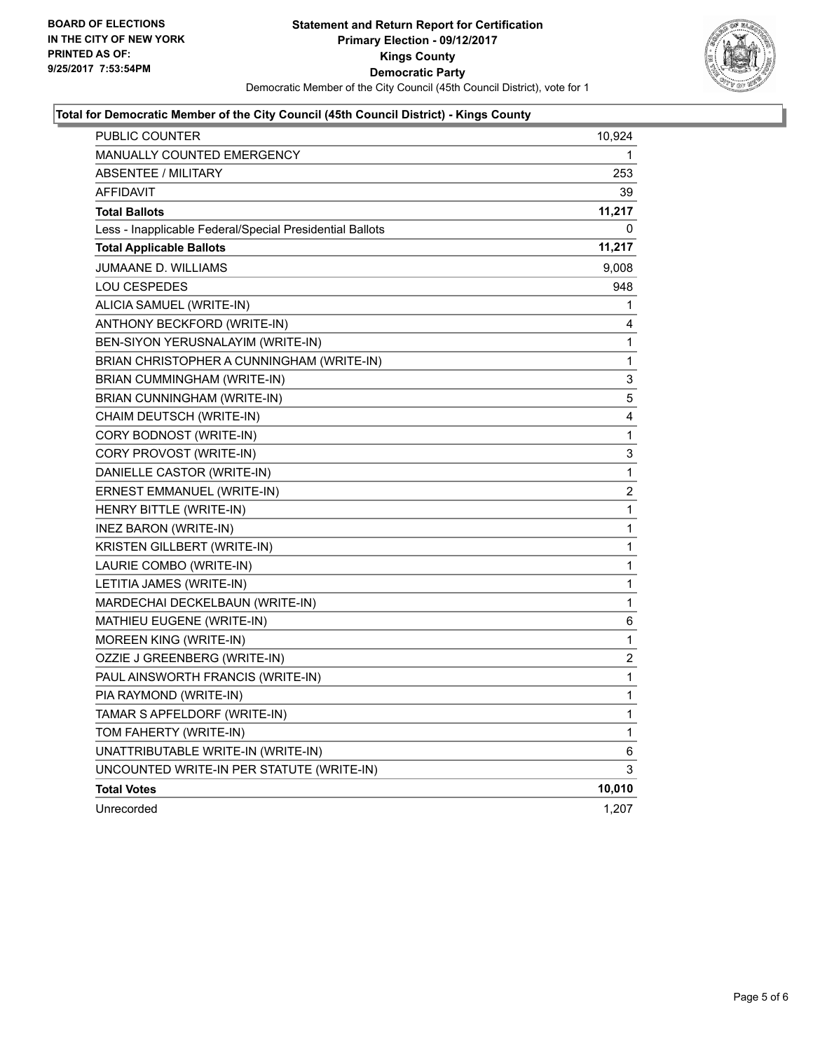**BOARD OF ELECTIONS IN THE CITY OF NEW YORK PRINTED AS OF: 9/25/2017 7:53:54PM**

# Statement and Return Report for Certification
## Primary Election - 09/12/2017
## Kings County
## Democratic Party

Democratic Member of the City Council (45th Council District), vote for 1

### Total for Democratic Member of the City Council (45th Council District) - Kings County

| | |
|---|---|
| PUBLIC COUNTER | 10,924 |
| MANUALLY COUNTED EMERGENCY | 1 |
| ABSENTEE / MILITARY | 253 |
| AFFIDAVIT | 39 |
| **Total Ballots** | **11,217** |
| Less - Inapplicable Federal/Special Presidential Ballots | 0 |
| **Total Applicable Ballots** | **11,217** |
| JUMAANE D. WILLIAMS | 9,008 |
| LOU CESPEDES | 948 |
| ALICIA SAMUEL (WRITE-IN) | 1 |
| ANTHONY BECKFORD (WRITE-IN) | 4 |
| BEN-SIYON YERUSNALAYIM (WRITE-IN) | 1 |
| BRIAN CHRISTOPHER A CUNNINGHAM (WRITE-IN) | 1 |
| BRIAN CUMMINGHAM (WRITE-IN) | 3 |
| BRIAN CUNNINGHAM (WRITE-IN) | 5 |
| CHAIM DEUTSCH (WRITE-IN) | 4 |
| CORY BODNOST (WRITE-IN) | 1 |
| CORY PROVOST (WRITE-IN) | 3 |
| DANIELLE CASTOR (WRITE-IN) | 1 |
| ERNEST EMMANUEL (WRITE-IN) | 2 |
| HENRY BITTLE (WRITE-IN) | 1 |
| INEZ BARON (WRITE-IN) | 1 |
| KRISTEN GILLBERT (WRITE-IN) | 1 |
| LAURIE COMBO (WRITE-IN) | 1 |
| LETITIA JAMES (WRITE-IN) | 1 |
| MARDECHAI DECKELBAUN (WRITE-IN) | 1 |
| MATHIEU EUGENE (WRITE-IN) | 6 |
| MOREEN KING (WRITE-IN) | 1 |
| OZZIE J GREENBERG (WRITE-IN) | 2 |
| PAUL AINSWORTH FRANCIS (WRITE-IN) | 1 |
| PIA RAYMOND (WRITE-IN) | 1 |
| TAMAR S APFELDORF (WRITE-IN) | 1 |
| TOM FAHERTY (WRITE-IN) | 1 |
| UNATTRIBUTABLE WRITE-IN (WRITE-IN) | 6 |
| UNCOUNTED WRITE-IN PER STATUTE (WRITE-IN) | 3 |
| **Total Votes** | **10,010** |
| Unrecorded | 1,207 |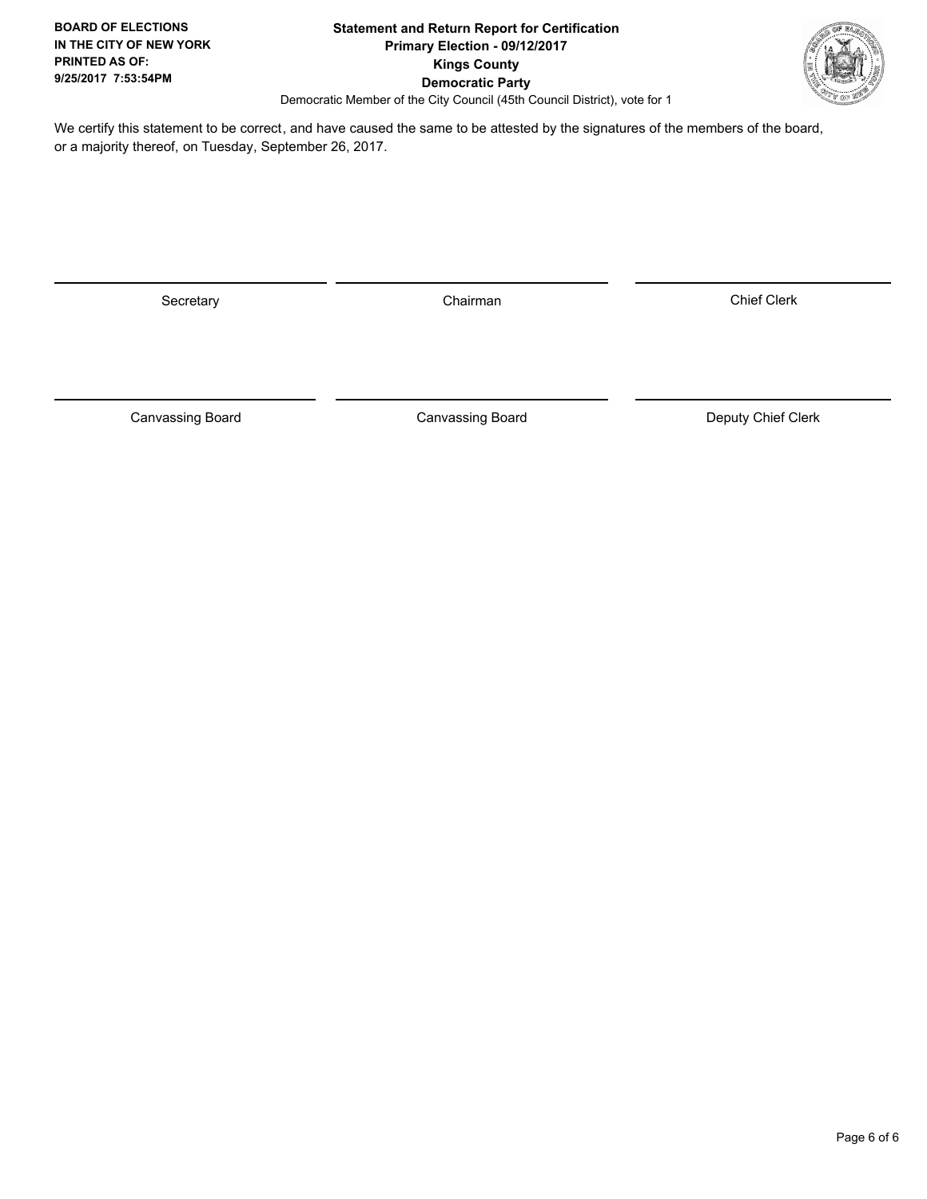**BOARD OF ELECTIONS**
**IN THE CITY OF NEW YORK**
**PRINTED AS OF:**
**9/25/2017 7:53:54PM**

**Statement and Return Report for Certification**
**Primary Election - 09/12/2017**
**Kings County**
**Democratic Party**
Democratic Member of the City Council (45th Council District), vote for 1

We certify this statement to be correct, and have caused the same to be attested by the signatures of the members of the board, or a majority thereof, on Tuesday, September 26, 2017.

| | | |
|---|---|---|
| Secretary | Chairman | Chief Clerk |
| Canvassing Board | Canvassing Board | Deputy Chief Clerk |